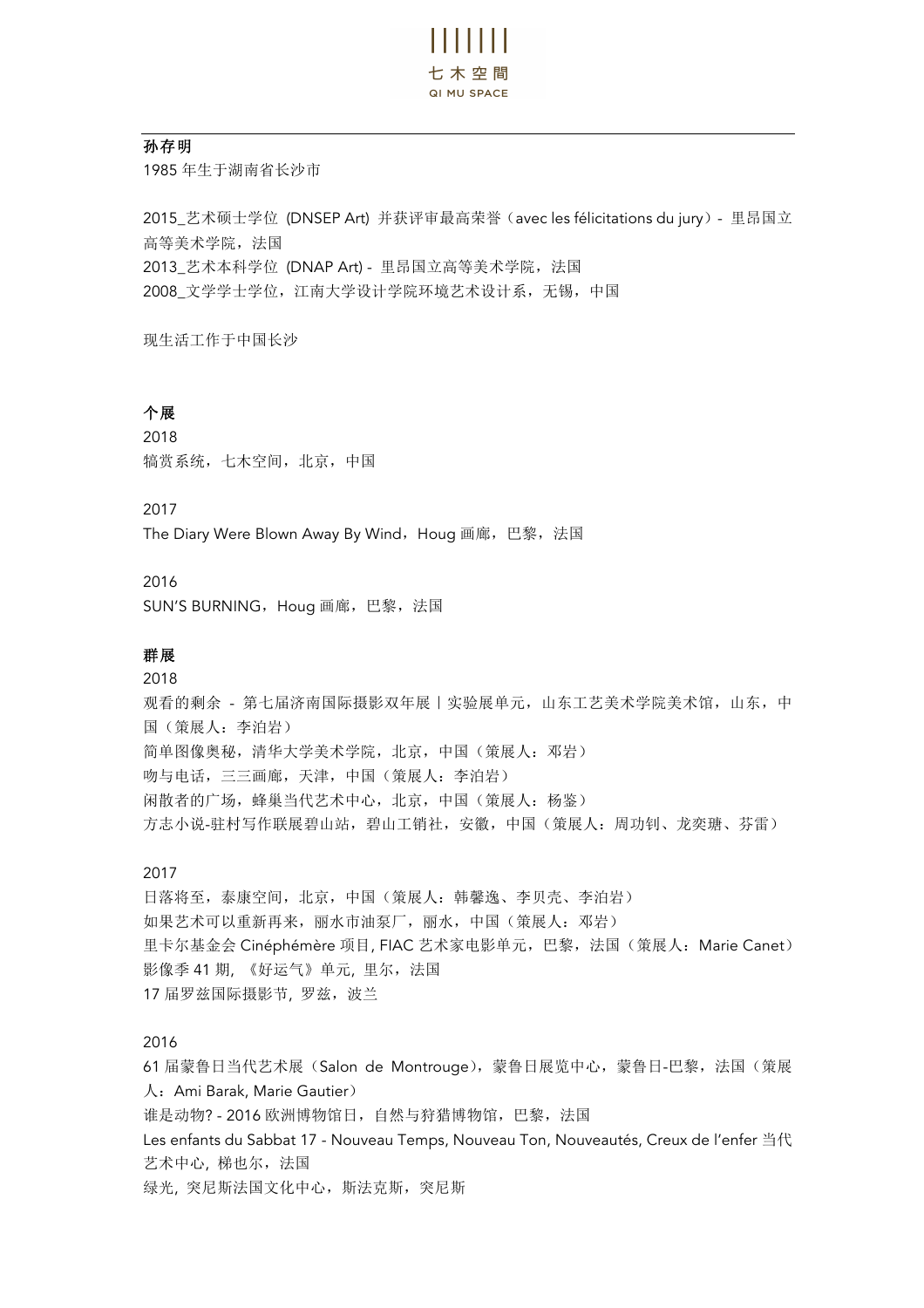**孙存明**

1985 年生于湖南省长沙市

2015_艺术硕士学位 (DNSEP Art) 并获评审最高荣誉（avec les félicitations du jury）- 里昂国立高等美术学院，法国
2013_艺术本科学位 (DNAP Art) - 里昂国立高等美术学院，法国
2008_文学学士学位，江南大学设计学院环境艺术设计系，无锡，中国

现生活工作于中国长沙

**个展**

2018
犒赏系统，七木空间，北京，中国

2017
The Diary Were Blown Away By Wind，Houg 画廊，巴黎，法国

2016
SUN'S BURNING，Houg 画廊，巴黎，法国

**群展**

2018
观看的剩余 - 第七届济南国际摄影双年展｜实验展单元，山东工艺美术学院美术馆，山东，中国（策展人：李泊岩）
简单图像奥秘，清华大学美术学院，北京，中国（策展人：邓岩）
吻与电话，三三画廊，天津，中国（策展人：李泊岩）
闲散者的广场，蜂巢当代艺术中心，北京，中国（策展人：杨鉴）
方志小说-驻村写作联展碧山站，碧山工销社，安徽，中国（策展人：周功钊、龙奕瑭、芬雷）

2017
日落将至，泰康空间，北京，中国（策展人：韩馨逸、李贝壳、李泊岩）
如果艺术可以重新再来，丽水市油泵厂，丽水，中国（策展人：邓岩）
里卡尔基金会 Cinéphémère 项目, FIAC 艺术家电影单元，巴黎，法国（策展人：Marie Canet）
影像季 41 期, 《好运气》单元, 里尔，法国
17 届罗兹国际摄影节, 罗兹，波兰

2016
61 届蒙鲁日当代艺术展（Salon de Montrouge），蒙鲁日展览中心，蒙鲁日-巴黎，法国（策展人：Ami Barak, Marie Gautier）
谁是动物? - 2016 欧洲博物馆日，自然与狩猎博物馆，巴黎，法国
Les enfants du Sabbat 17 - Nouveau Temps, Nouveau Ton, Nouveautés, Creux de l'enfer 当代艺术中心, 梯也尔，法国
绿光, 突尼斯法国文化中心，斯法克斯，突尼斯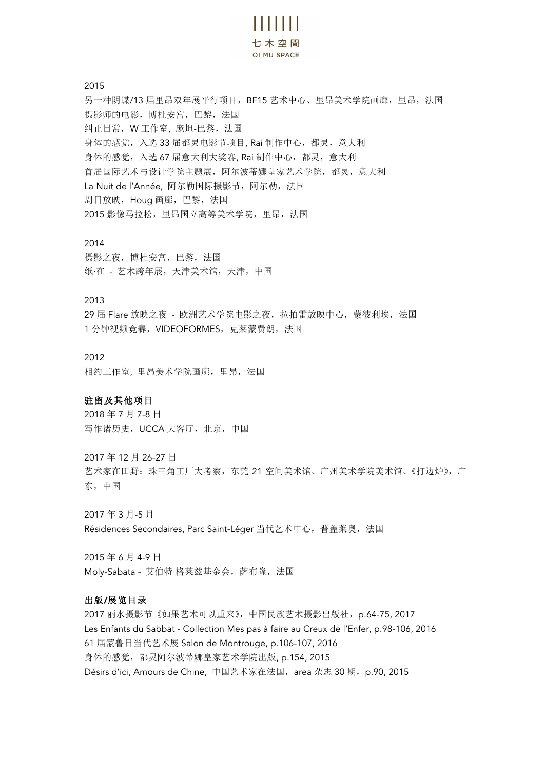2015

另一种阴谋/13 届里昂双年展平行项目，BF15 艺术中心、里昂美术学院画廊，里昂，法国

摄影师的电影，博杜安宫，巴黎，法国

纠正日常，W 工作室, 庞坦-巴黎，法国

身体的感觉，入选 33 届都灵电影节项目, Rai 制作中心，都灵，意大利

身体的感觉，入选 67 届意大利大奖赛, Rai 制作中心，都灵，意大利

首届国际艺术与设计学院主题展，阿尔波蒂娜皇家艺术学院，都灵，意大利

La Nuit de l'Année, 阿尔勒国际摄影节，阿尔勒，法国

周日放映，Houg 画廊，巴黎，法国

2015 影像马拉松，里昂国立高等美术学院，里昂，法国

2014

摄影之夜，博杜安宫，巴黎，法国

纸·在 - 艺术跨年展，天津美术馆，天津，中国

2013

29 届 Flare 放映之夜 - 欧洲艺术学院电影之夜，拉拍雷放映中心，蒙彼利埃，法国

1 分钟视频竞赛，VIDEOFORMES，克莱蒙费朗，法国

2012

相约工作室, 里昂美术学院画廊，里昂，法国

**驻留及其他项目**

2018 年 7 月 7-8 日

写作诸历史，UCCA 大客厅，北京，中国

2017 年 12 月 26-27 日

艺术家在田野：珠三角工厂大考察，东莞 21 空间美术馆、广州美术学院美术馆、《打边炉》，广东，中国

2017 年 3 月-5 月

Résidences Secondaires, Parc Saint-Léger 当代艺术中心，普盖莱奥，法国

2015 年 6 月 4-9 日

Moly-Sabata - 艾伯特·格莱兹基金会，萨布隆，法国

**出版/展览目录**

2017 丽水摄影节《如果艺术可以重来》，中国民族艺术摄影出版社，p.64-75, 2017

Les Enfants du Sabbat - Collection Mes pas à faire au Creux de l'Enfer, p.98-106, 2016

61 届蒙鲁日当代艺术展 Salon de Montrouge, p.106-107, 2016

身体的感觉，都灵阿尔波蒂娜皇家艺术学院出版, p.154, 2015

Désirs d'ici, Amours de Chine, 中国艺术家在法国，area 杂志 30 期，p.90, 2015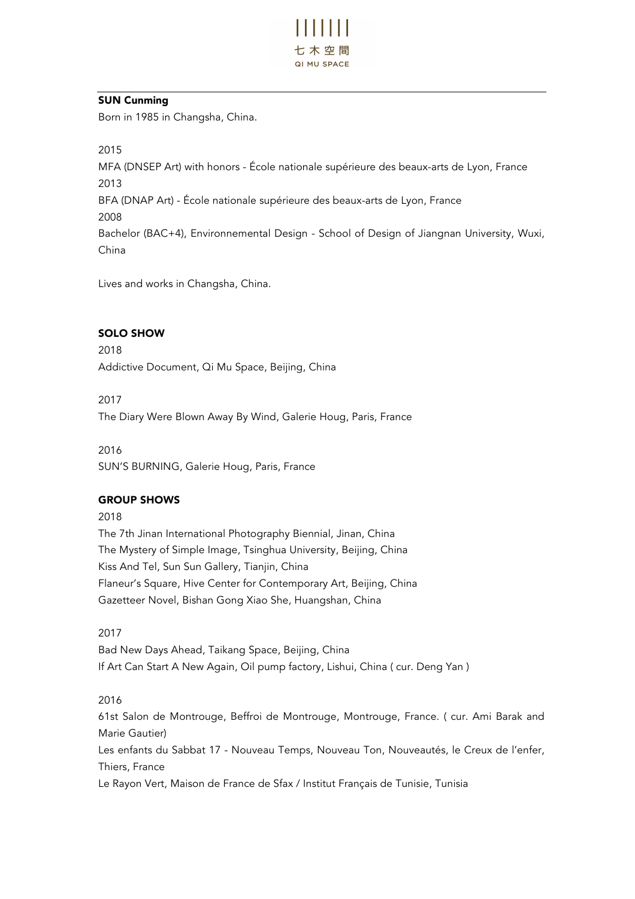**SUN Cunming**

Born in 1985 in Changsha, China.

2015
MFA (DNSEP Art) with honors - École nationale supérieure des beaux-arts de Lyon, France
2013
BFA (DNAP Art) - École nationale supérieure des beaux-arts de Lyon, France
2008
Bachelor (BAC+4), Environnemental Design - School of Design of Jiangnan University, Wuxi, China

Lives and works in Changsha, China.

**SOLO SHOW**

2018
Addictive Document, Qi Mu Space, Beijing, China

2017
The Diary Were Blown Away By Wind, Galerie Houg, Paris, France

2016
SUN'S BURNING, Galerie Houg, Paris, France

**GROUP SHOWS**

2018
The 7th Jinan International Photography Biennial, Jinan, China
The Mystery of Simple Image, Tsinghua University, Beijing, China
Kiss And Tel, Sun Sun Gallery, Tianjin, China
Flaneur's Square, Hive Center for Contemporary Art, Beijing, China
Gazetteer Novel, Bishan Gong Xiao She, Huangshan, China

2017
Bad New Days Ahead, Taikang Space, Beijing, China
If Art Can Start A New Again, Oil pump factory, Lishui, China ( cur. Deng Yan )

2016
61st Salon de Montrouge, Beffroi de Montrouge, Montrouge, France. ( cur. Ami Barak and Marie Gautier)
Les enfants du Sabbat 17 - Nouveau Temps, Nouveau Ton, Nouveautés, le Creux de l'enfer, Thiers, France
Le Rayon Vert, Maison de France de Sfax / Institut Français de Tunisie, Tunisia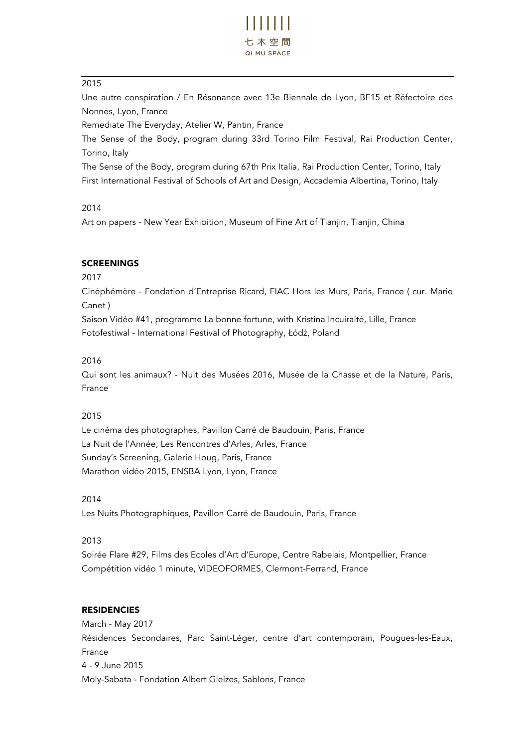2015

Une autre conspiration / En Résonance avec 13e Biennale de Lyon, BF15 et Réfectoire des Nonnes, Lyon, France

Remediate The Everyday, Atelier W, Pantin, France

The Sense of the Body, program during 33rd Torino Film Festival, Rai Production Center, Torino, Italy

The Sense of the Body, program during 67th Prix Italia, Rai Production Center, Torino, Italy

First International Festival of Schools of Art and Design, Accademia Albertina, Torino, Italy

2014

Art on papers - New Year Exhibition, Museum of Fine Art of Tianjin, Tianjin, China

**SCREENINGS**

2017

Cinéphémère - Fondation d'Entreprise Ricard, FIAC Hors les Murs, Paris, France ( cur. Marie Canet )

Saison Vidéo #41, programme La bonne fortune, with Kristina Incuiraité, Lille, France

Fotofestiwal - International Festival of Photography, Łódź, Poland

2016

Qui sont les animaux? - Nuit des Musées 2016, Musée de la Chasse et de la Nature, Paris, France

2015

Le cinéma des photographes, Pavillon Carré de Baudouin, Paris, France

La Nuit de l'Année, Les Rencontres d'Arles, Arles, France

Sunday's Screening, Galerie Houg, Paris, France

Marathon vidéo 2015, ENSBA Lyon, Lyon, France

2014

Les Nuits Photographiques, Pavillon Carré de Baudouin, Paris, France

2013

Soirée Flare #29, Films des Ecoles d'Art d'Europe, Centre Rabelais, Montpellier, France

Compétition vidéo 1 minute, VIDEOFORMES, Clermont-Ferrand, France

**RESIDENCIES**

March - May 2017

Résidences Secondaires, Parc Saint-Léger, centre d'art contemporain, Pougues-les-Eaux, France

4 - 9 June 2015

Moly-Sabata - Fondation Albert Gleizes, Sablons, France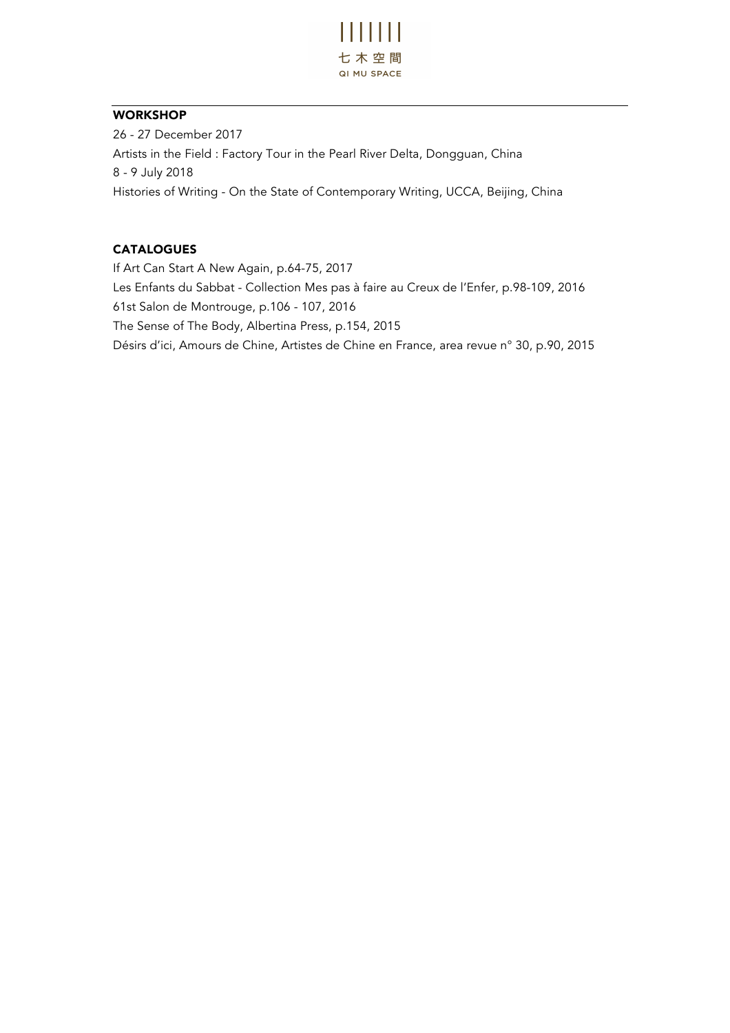## WORKSHOP

26 - 27 December 2017
Artists in the Field : Factory Tour in the Pearl River Delta, Dongguan, China
8 - 9 July 2018
Histories of Writing - On the State of Contemporary Writing, UCCA, Beijing, China

## CATALOGUES

If Art Can Start A New Again, p.64-75, 2017
Les Enfants du Sabbat - Collection Mes pas à faire au Creux de l'Enfer, p.98-109, 2016
61st Salon de Montrouge, p.106 - 107, 2016
The Sense of The Body, Albertina Press, p.154, 2015
Désirs d'ici, Amours de Chine, Artistes de Chine en France, area revue n° 30, p.90, 2015